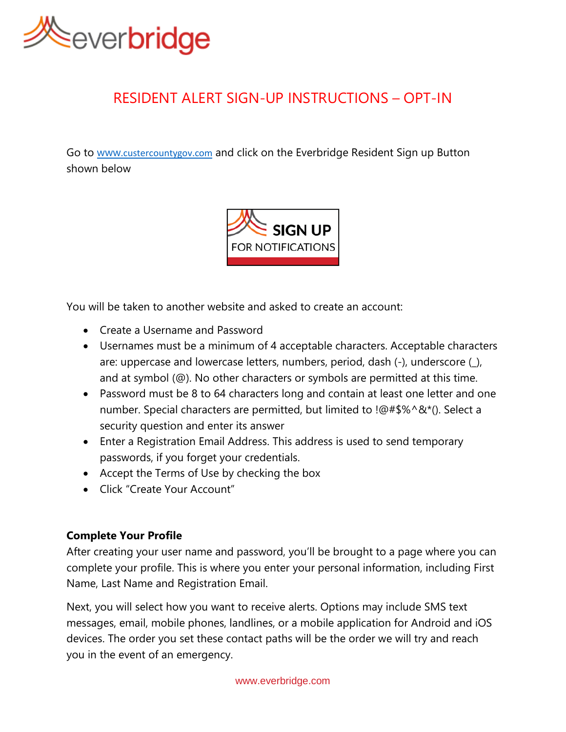# RESIDENT ALERT SIGN-UP INSTRUCTIONS – OPT-IN

Go to [www.custercountygov.com](http://www.custercountygov.com) and click on the Everbridge Resident Sign up Button shown below

SIGN UP FOR NOTIFICATIONS

You will be taken to another website and asked to create an account:

- Create a Username and Password
- Usernames must be a minimum of 4 acceptable characters. Acceptable characters are: uppercase and lowercase letters, numbers, period, dash (-), underscore (_), and at symbol (@). No other characters or symbols are permitted at this time.
- Password must be 8 to 64 characters long and contain at least one letter and one number. Special characters are permitted, but limited to !@#$%^&*(). Select a security question and enter its answer
- Enter a Registration Email Address. This address is used to send temporary passwords, if you forget your credentials.
- Accept the Terms of Use by checking the box
- Click "Create Your Account"

**Complete Your Profile**

After creating your user name and password, you'll be brought to a page where you can complete your profile. This is where you enter your personal information, including First Name, Last Name and Registration Email.

Next, you will select how you want to receive alerts. Options may include SMS text messages, email, mobile phones, landlines, or a mobile application for Android and iOS devices. The order you set these contact paths will be the order we will try and reach you in the event of an emergency.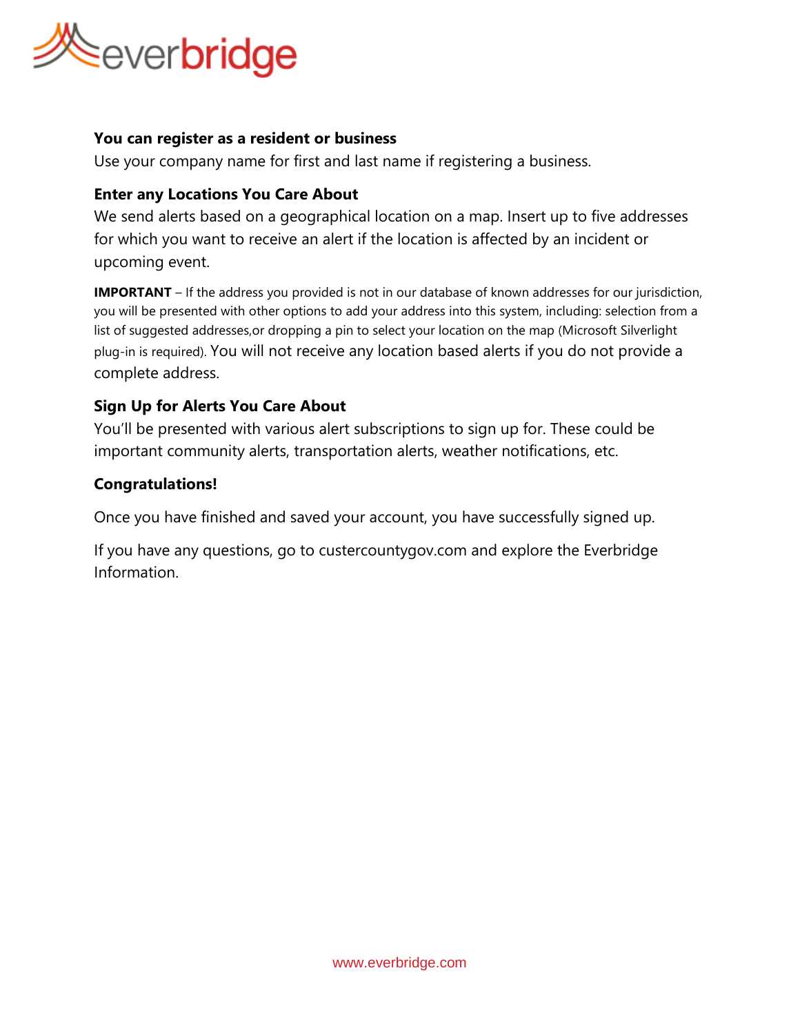**You can register as a resident or business**

Use your company name for first and last name if registering a business.

**Enter any Locations You Care About**

We send alerts based on a geographical location on a map. Insert up to five addresses for which you want to receive an alert if the location is affected by an incident or upcoming event.

**IMPORTANT** – If the address you provided is not in our database of known addresses for our jurisdiction, you will be presented with other options to add your address into this system, including: selection from a list of suggested addresses,or dropping a pin to select your location on the map (Microsoft Silverlight plug-in is required). You will not receive any location based alerts if you do not provide a complete address.

**Sign Up for Alerts You Care About**

You'll be presented with various alert subscriptions to sign up for. These could be important community alerts, transportation alerts, weather notifications, etc.

**Congratulations!**

Once you have finished and saved your account, you have successfully signed up.

If you have any questions, go to custercountygov.com and explore the Everbridge Information.